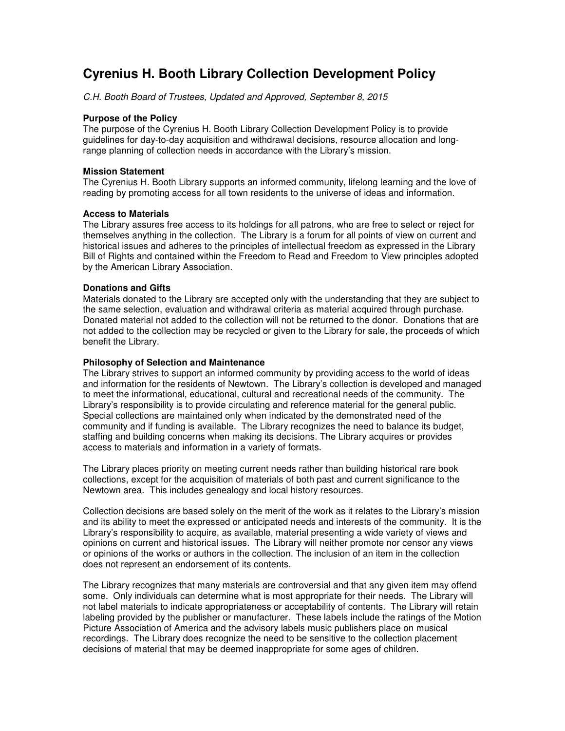# Cyrenius H. Booth Library Collection Development Policy

*C.H. Booth Board of Trustees, Updated and Approved, September 8, 2015*

**Purpose of the Policy**

The purpose of the Cyrenius H. Booth Library Collection Development Policy is to provide guidelines for day-to-day acquisition and withdrawal decisions, resource allocation and long-range planning of collection needs in accordance with the Library's mission.

**Mission Statement**

The Cyrenius H. Booth Library supports an informed community, lifelong learning and the love of reading by promoting access for all town residents to the universe of ideas and information.

**Access to Materials**

The Library assures free access to its holdings for all patrons, who are free to select or reject for themselves anything in the collection. The Library is a forum for all points of view on current and historical issues and adheres to the principles of intellectual freedom as expressed in the Library Bill of Rights and contained within the Freedom to Read and Freedom to View principles adopted by the American Library Association.

**Donations and Gifts**

Materials donated to the Library are accepted only with the understanding that they are subject to the same selection, evaluation and withdrawal criteria as material acquired through purchase. Donated material not added to the collection will not be returned to the donor. Donations that are not added to the collection may be recycled or given to the Library for sale, the proceeds of which benefit the Library.

**Philosophy of Selection and Maintenance**

The Library strives to support an informed community by providing access to the world of ideas and information for the residents of Newtown. The Library's collection is developed and managed to meet the informational, educational, cultural and recreational needs of the community. The Library's responsibility is to provide circulating and reference material for the general public. Special collections are maintained only when indicated by the demonstrated need of the community and if funding is available. The Library recognizes the need to balance its budget, staffing and building concerns when making its decisions. The Library acquires or provides access to materials and information in a variety of formats.

The Library places priority on meeting current needs rather than building historical rare book collections, except for the acquisition of materials of both past and current significance to the Newtown area. This includes genealogy and local history resources.

Collection decisions are based solely on the merit of the work as it relates to the Library's mission and its ability to meet the expressed or anticipated needs and interests of the community. It is the Library's responsibility to acquire, as available, material presenting a wide variety of views and opinions on current and historical issues. The Library will neither promote nor censor any views or opinions of the works or authors in the collection. The inclusion of an item in the collection does not represent an endorsement of its contents.

The Library recognizes that many materials are controversial and that any given item may offend some. Only individuals can determine what is most appropriate for their needs. The Library will not label materials to indicate appropriateness or acceptability of contents. The Library will retain labeling provided by the publisher or manufacturer. These labels include the ratings of the Motion Picture Association of America and the advisory labels music publishers place on musical recordings. The Library does recognize the need to be sensitive to the collection placement decisions of material that may be deemed inappropriate for some ages of children.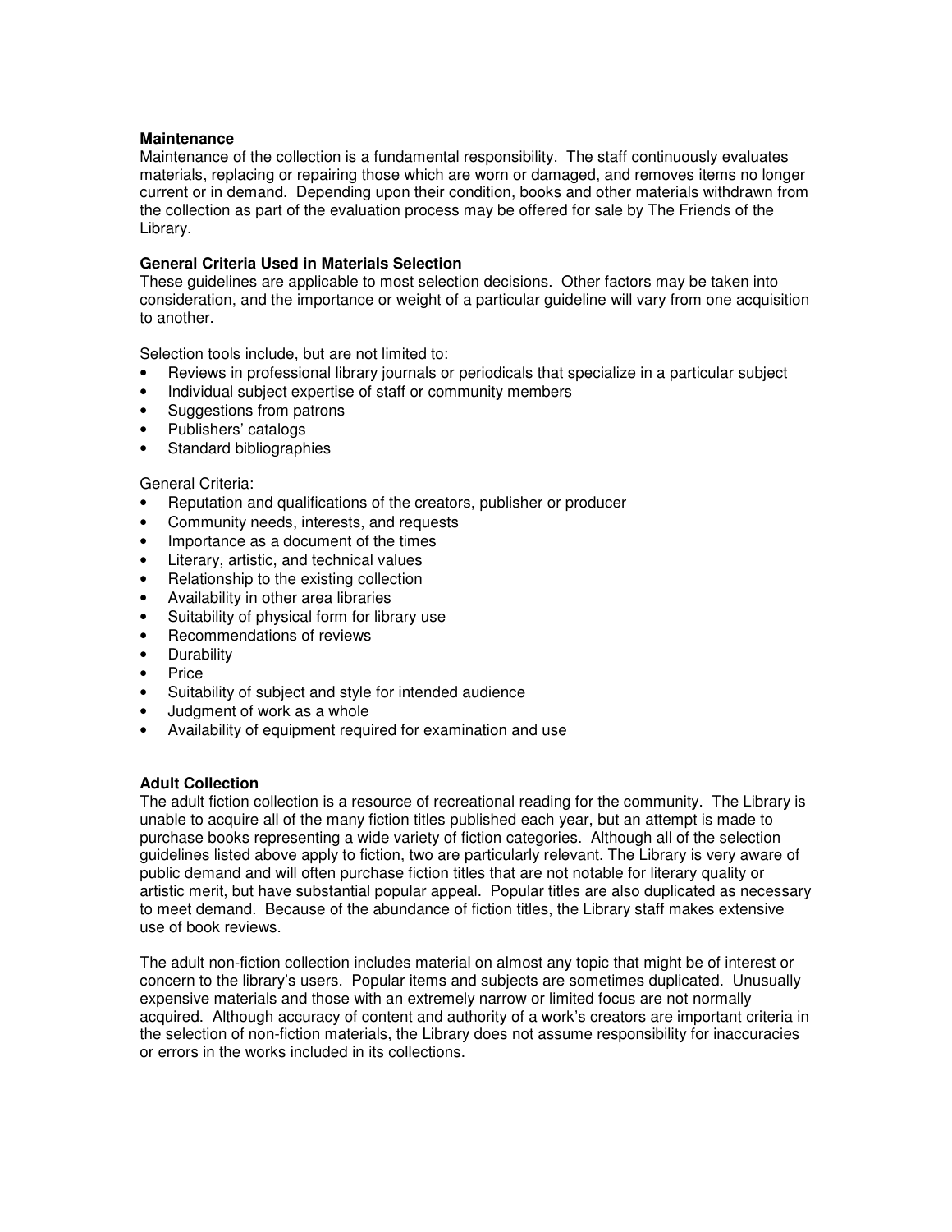**Maintenance**

Maintenance of the collection is a fundamental responsibility. The staff continuously evaluates materials, replacing or repairing those which are worn or damaged, and removes items no longer current or in demand. Depending upon their condition, books and other materials withdrawn from the collection as part of the evaluation process may be offered for sale by The Friends of the Library.

**General Criteria Used in Materials Selection**

These guidelines are applicable to most selection decisions. Other factors may be taken into consideration, and the importance or weight of a particular guideline will vary from one acquisition to another.

Selection tools include, but are not limited to:

- Reviews in professional library journals or periodicals that specialize in a particular subject
- Individual subject expertise of staff or community members
- Suggestions from patrons
- Publishers' catalogs
- Standard bibliographies

General Criteria:

- Reputation and qualifications of the creators, publisher or producer
- Community needs, interests, and requests
- Importance as a document of the times
- Literary, artistic, and technical values
- Relationship to the existing collection
- Availability in other area libraries
- Suitability of physical form for library use
- Recommendations of reviews
- Durability
- Price
- Suitability of subject and style for intended audience
- Judgment of work as a whole
- Availability of equipment required for examination and use

**Adult Collection**

The adult fiction collection is a resource of recreational reading for the community. The Library is unable to acquire all of the many fiction titles published each year, but an attempt is made to purchase books representing a wide variety of fiction categories. Although all of the selection guidelines listed above apply to fiction, two are particularly relevant. The Library is very aware of public demand and will often purchase fiction titles that are not notable for literary quality or artistic merit, but have substantial popular appeal. Popular titles are also duplicated as necessary to meet demand. Because of the abundance of fiction titles, the Library staff makes extensive use of book reviews.

The adult non-fiction collection includes material on almost any topic that might be of interest or concern to the library's users. Popular items and subjects are sometimes duplicated. Unusually expensive materials and those with an extremely narrow or limited focus are not normally acquired. Although accuracy of content and authority of a work's creators are important criteria in the selection of non-fiction materials, the Library does not assume responsibility for inaccuracies or errors in the works included in its collections.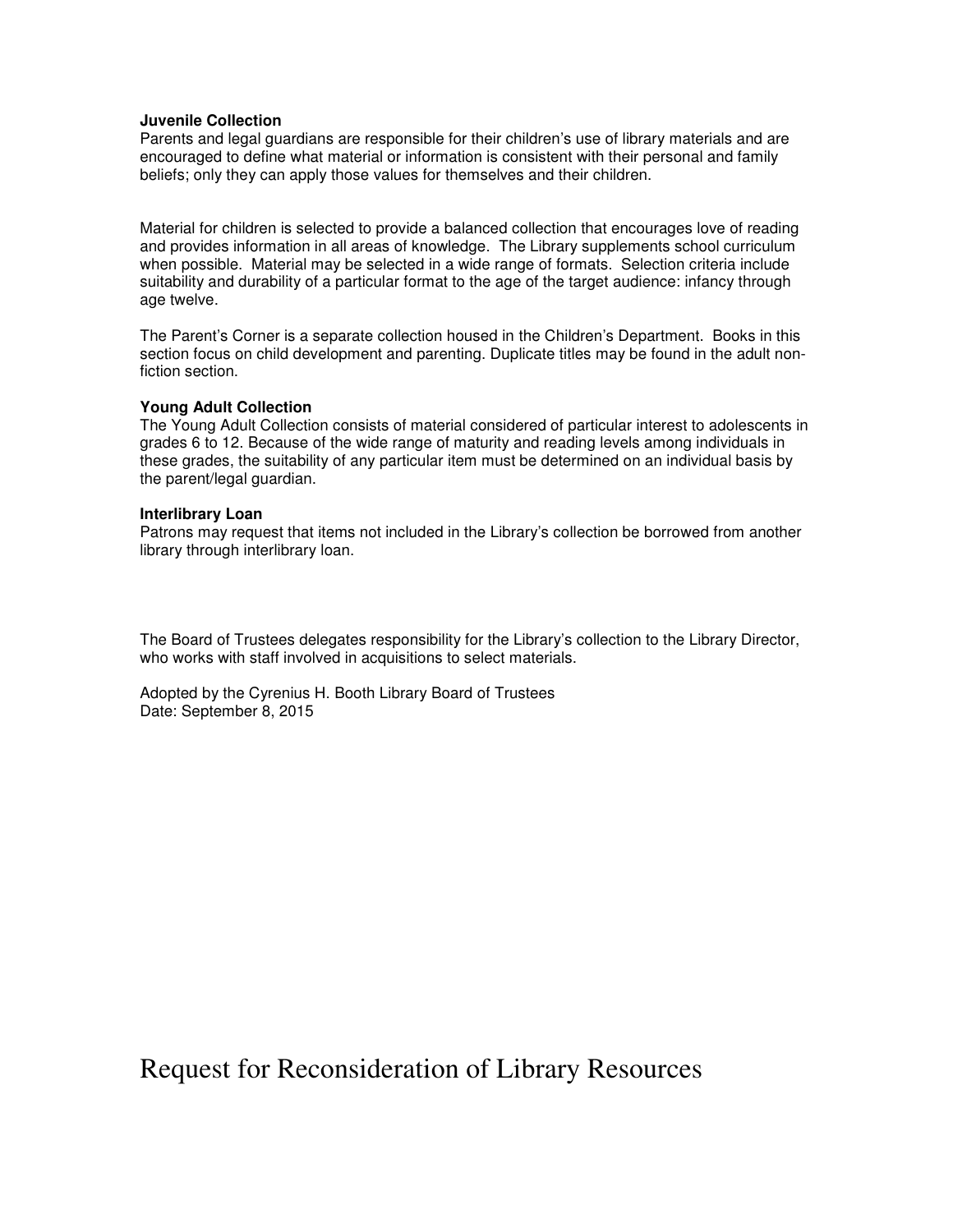**Juvenile Collection**
Parents and legal guardians are responsible for their children's use of library materials and are encouraged to define what material or information is consistent with their personal and family beliefs; only they can apply those values for themselves and their children.

Material for children is selected to provide a balanced collection that encourages love of reading and provides information in all areas of knowledge. The Library supplements school curriculum when possible. Material may be selected in a wide range of formats. Selection criteria include suitability and durability of a particular format to the age of the target audience: infancy through age twelve.

The Parent's Corner is a separate collection housed in the Children's Department. Books in this section focus on child development and parenting. Duplicate titles may be found in the adult non-fiction section.

**Young Adult Collection**
The Young Adult Collection consists of material considered of particular interest to adolescents in grades 6 to 12. Because of the wide range of maturity and reading levels among individuals in these grades, the suitability of any particular item must be determined on an individual basis by the parent/legal guardian.

**Interlibrary Loan**
Patrons may request that items not included in the Library's collection be borrowed from another library through interlibrary loan.

The Board of Trustees delegates responsibility for the Library's collection to the Library Director, who works with staff involved in acquisitions to select materials.

Adopted by the Cyrenius H. Booth Library Board of Trustees
Date: September 8, 2015

# Request for Reconsideration of Library Resources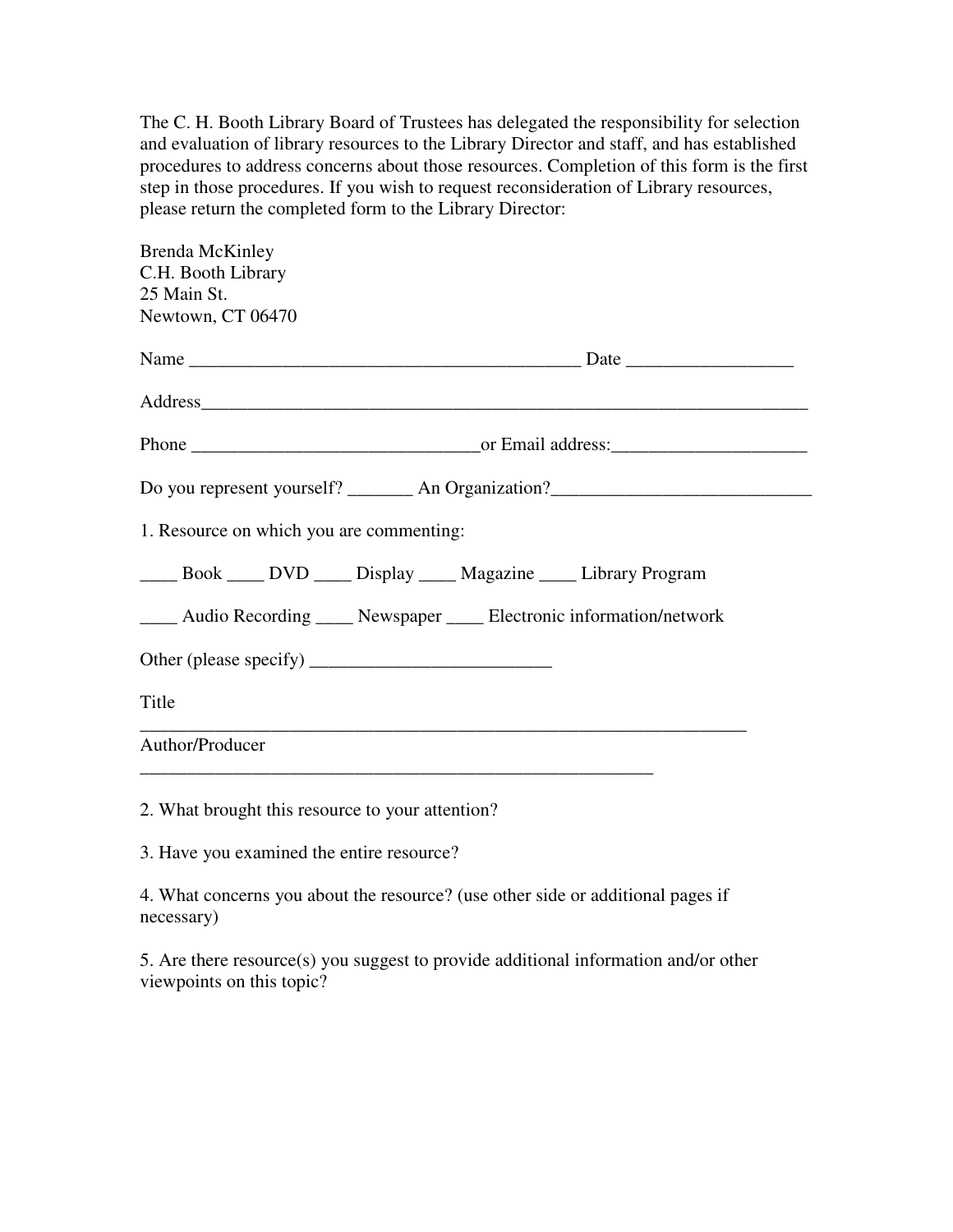The C. H. Booth Library Board of Trustees has delegated the responsibility for selection and evaluation of library resources to the Library Director and staff, and has established procedures to address concerns about those resources. Completion of this form is the first step in those procedures. If you wish to request reconsideration of Library resources, please return the completed form to the Library Director:

Brenda McKinley
C.H. Booth Library
25 Main St.
Newtown, CT 06470

Name ___________________________________________ Date __________________

Address_____________________________________________________________________

Phone ________________________________or Email address:_____________________

Do you represent yourself? _______ An Organization?____________________________

1. Resource on which you are commenting:

____ Book ____ DVD ____ Display ____ Magazine ____ Library Program

____ Audio Recording ____ Newspaper ____ Electronic information/network

Other (please specify) __________________________

Title
___________________________________________________________________

Author/Producer
_________________________________________________________

2. What brought this resource to your attention?

3. Have you examined the entire resource?

4. What concerns you about the resource? (use other side or additional pages if necessary)

5. Are there resource(s) you suggest to provide additional information and/or other viewpoints on this topic?